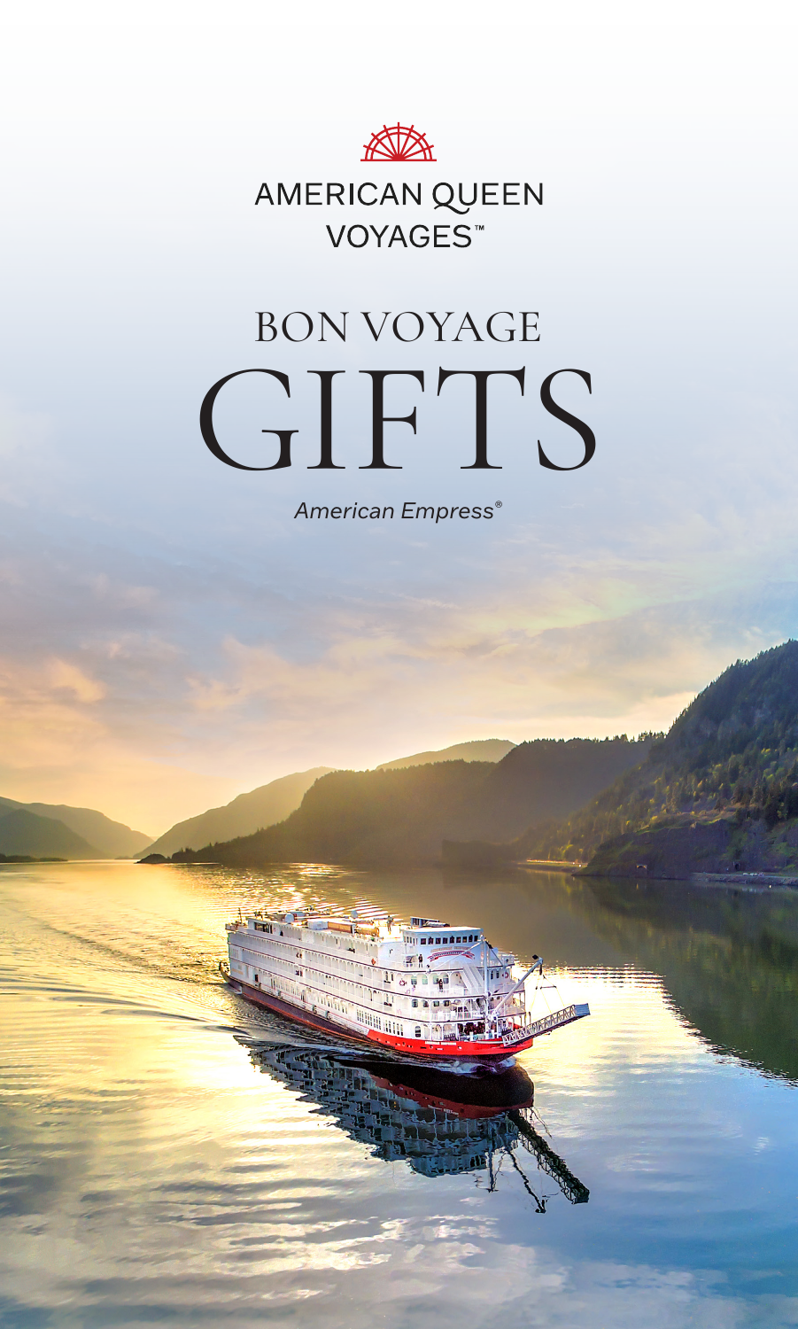AMERICAN QUEEN VOYAGES™

# BON VOYAGE GIFTS

*American Empress®*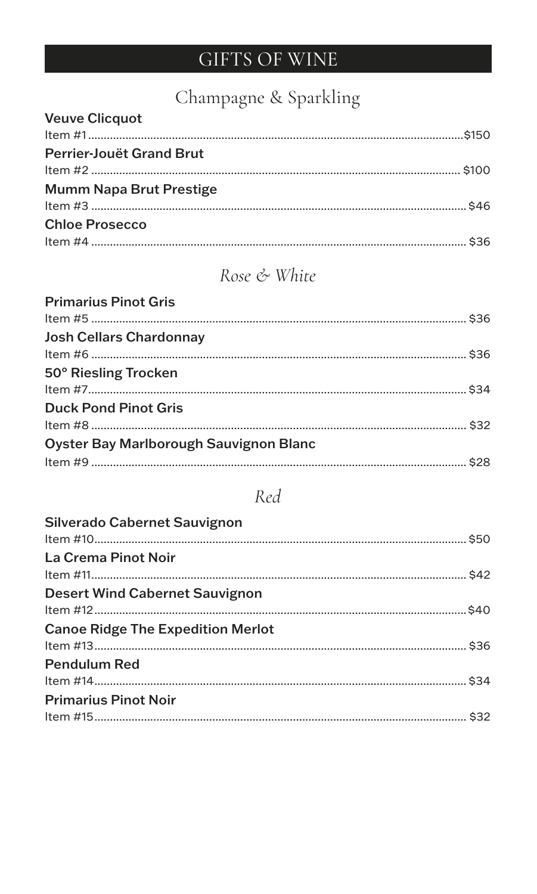# GIFTS OF WINE

## Champagne & Sparkling

**Veuve Clicquot**
Item #1 ........................................................ $150

**Perrier-Jouët Grand Brut**
Item #2 ........................................................ $100

**Mumm Napa Brut Prestige**
Item #3 ........................................................ $46

**Chloe Prosecco**
Item #4 ........................................................ $36

## *Rose & White*

**Primarius Pinot Gris**
Item #5 ........................................................ $36

**Josh Cellars Chardonnay**
Item #6 ........................................................ $36

**50° Riesling Trocken**
Item #7 ........................................................ $34

**Duck Pond Pinot Gris**
Item #8 ........................................................ $32

**Oyster Bay Marlborough Sauvignon Blanc**
Item #9 ........................................................ $28

## *Red*

**Silverado Cabernet Sauvignon**
Item #10 ........................................................ $50

**La Crema Pinot Noir**
Item #11 ........................................................ $42

**Desert Wind Cabernet Sauvignon**
Item #12 ........................................................ $40

**Canoe Ridge The Expedition Merlot**
Item #13 ........................................................ $36

**Pendulum Red**
Item #14 ........................................................ $34

**Primarius Pinot Noir**
Item #15 ........................................................ $32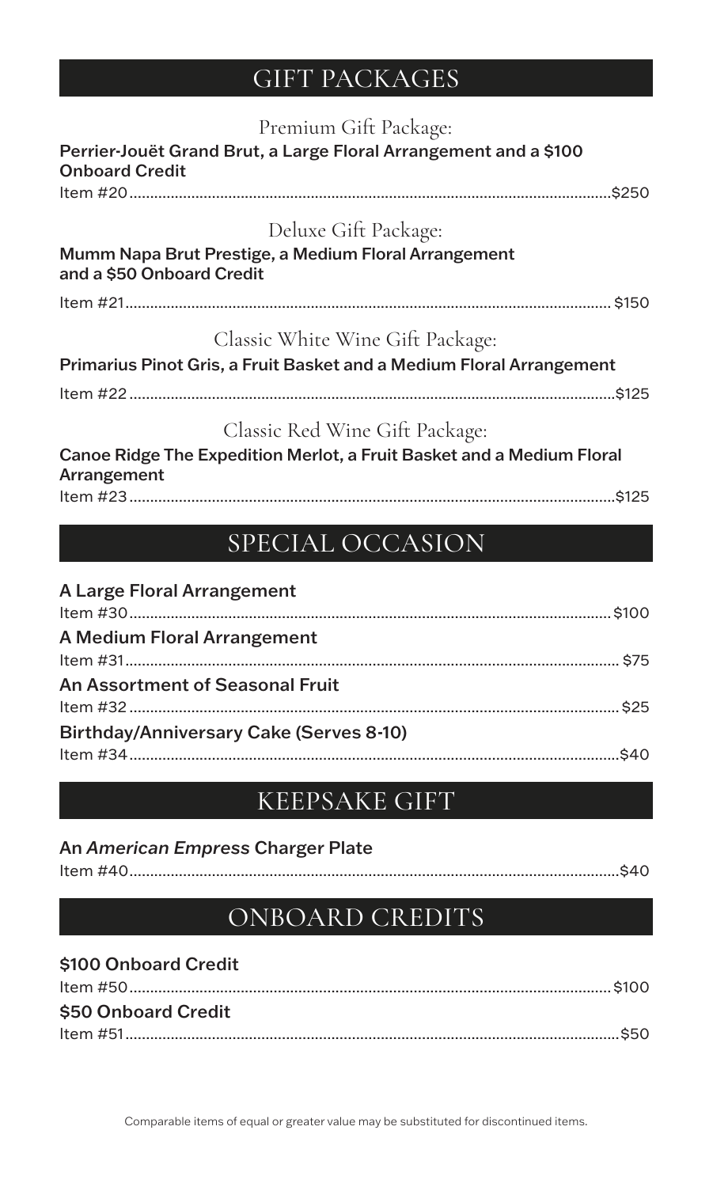## GIFT PACKAGES

### Premium Gift Package:

**Perrier-Jouët Grand Brut, a Large Floral Arrangement and a $100 Onboard Credit**

Item #20....................................................................................................$250

### Deluxe Gift Package:

**Mumm Napa Brut Prestige, a Medium Floral Arrangement and a $50 Onboard Credit**

Item #21.................................................................................................... $150

### Classic White Wine Gift Package:

**Primarius Pinot Gris, a Fruit Basket and a Medium Floral Arrangement**

Item #22....................................................................................................$125

### Classic Red Wine Gift Package:

**Canoe Ridge The Expedition Merlot, a Fruit Basket and a Medium Floral Arrangement**

Item #23....................................................................................................$125

## SPECIAL OCCASION

**A Large Floral Arrangement**

Item #30.................................................................................................... $100

**A Medium Floral Arrangement**

Item #31.................................................................................................... $75

**An Assortment of Seasonal Fruit**

Item #32.................................................................................................... $25

**Birthday/Anniversary Cake (Serves 8-10)**

Item #34....................................................................................................$40

## KEEPSAKE GIFT

**An *American Empress* Charger Plate**

Item #40....................................................................................................$40

## ONBOARD CREDITS

**$100 Onboard Credit**

Item #50.................................................................................................... $100

**$50 Onboard Credit**

Item #51....................................................................................................$50

Comparable items of equal or greater value may be substituted for discontinued items.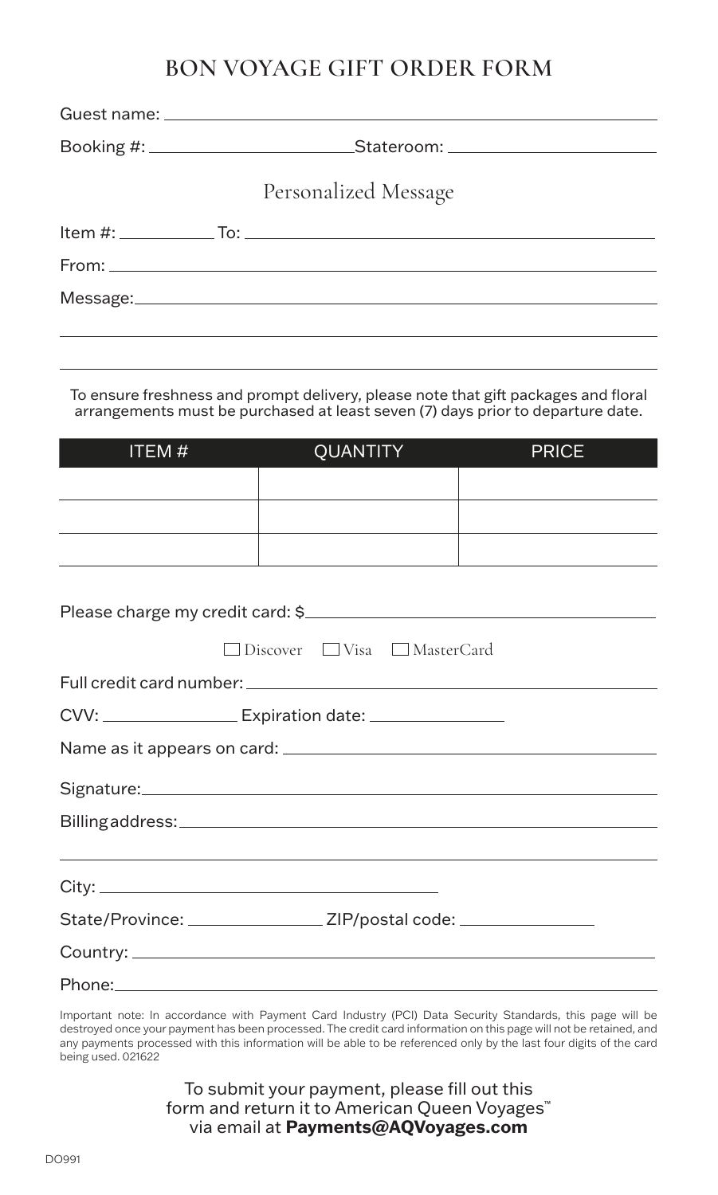# BON VOYAGE GIFT ORDER FORM

Guest name: ______________________________

Booking #: ______________________ Stateroom: ______________________

## Personalized Message

Item #: __________ To: ______________________________

From: ______________________________

Message: ______________________________

______________________________

______________________________

To ensure freshness and prompt delivery, please note that gift packages and floral arrangements must be purchased at least seven (7) days prior to departure date.

| ITEM # | QUANTITY | PRICE |
|---|---|---|
| | | |
| | | |
| | | |

Please charge my credit card: $______________________________

☐ Discover ☐ Visa ☐ MasterCard

Full credit card number: ______________________________

CVV: ______________ Expiration date: ______________

Name as it appears on card: ______________________________

Signature: ______________________________

Billing address: ______________________________

______________________________

City: ______________________________

State/Province: ______________ ZIP/postal code: ______________

Country: ______________________________

Phone: ______________________________

Important note: In accordance with Payment Card Industry (PCI) Data Security Standards, this page will be destroyed once your payment has been processed. The credit card information on this page will not be retained, and any payments processed with this information will be able to be referenced only by the last four digits of the card being used. 021622

To submit your payment, please fill out this form and return it to American Queen Voyages™ via email at **Payments@AQVoyages.com**

DO991